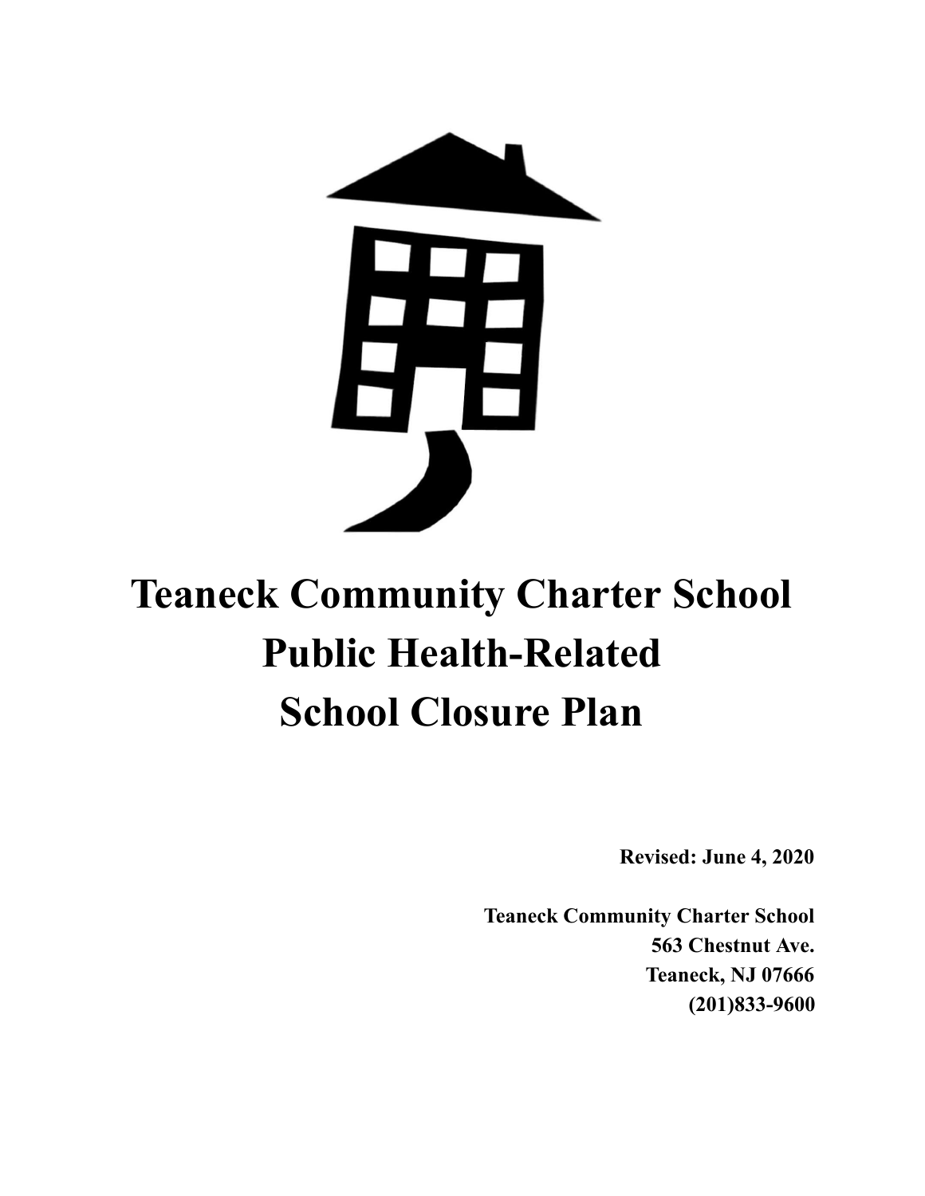# Teaneck Community Charter School Public Health-Related School Closure Plan

**Revised: June 4, 2020**

**Teaneck Community Charter School**
**563 Chestnut Ave.**
**Teaneck, NJ 07666**
**(201)833-9600**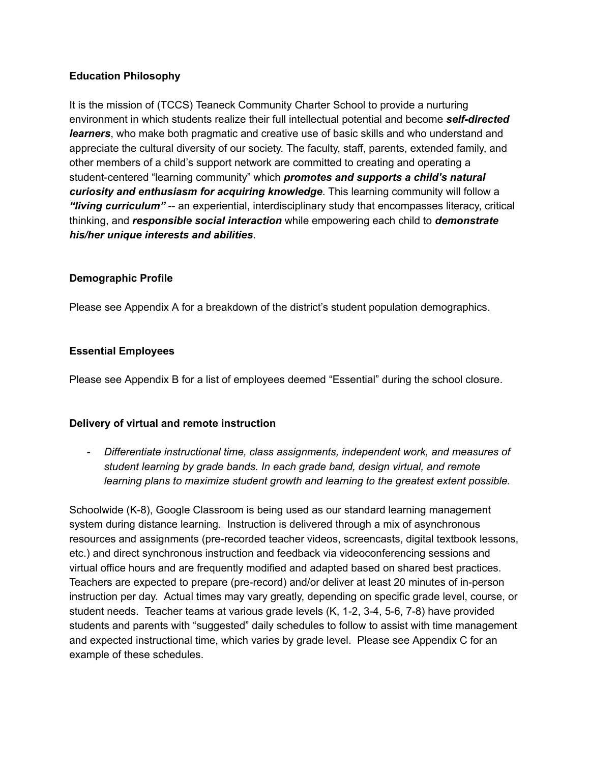**Education Philosophy**

It is the mission of (TCCS) Teaneck Community Charter School to provide a nurturing environment in which students realize their full intellectual potential and become ***self-directed learners***, who make both pragmatic and creative use of basic skills and who understand and appreciate the cultural diversity of our society. The faculty, staff, parents, extended family, and other members of a child's support network are committed to creating and operating a student-centered "learning community" which ***promotes and supports a child's natural curiosity and enthusiasm for acquiring knowledge***. This learning community will follow a ***"living curriculum"*** -- an experiential, interdisciplinary study that encompasses literacy, critical thinking, and ***responsible social interaction*** while empowering each child to ***demonstrate his/her unique interests and abilities***.

**Demographic Profile**

Please see Appendix A for a breakdown of the district's student population demographics.

**Essential Employees**

Please see Appendix B for a list of employees deemed "Essential" during the school closure.

**Delivery of virtual and remote instruction**

- *Differentiate instructional time, class assignments, independent work, and measures of student learning by grade bands. In each grade band, design virtual, and remote learning plans to maximize student growth and learning to the greatest extent possible.*

Schoolwide (K-8), Google Classroom is being used as our standard learning management system during distance learning. Instruction is delivered through a mix of asynchronous resources and assignments (pre-recorded teacher videos, screencasts, digital textbook lessons, etc.) and direct synchronous instruction and feedback via videoconferencing sessions and virtual office hours and are frequently modified and adapted based on shared best practices. Teachers are expected to prepare (pre-record) and/or deliver at least 20 minutes of in-person instruction per day. Actual times may vary greatly, depending on specific grade level, course, or student needs. Teacher teams at various grade levels (K, 1-2, 3-4, 5-6, 7-8) have provided students and parents with "suggested" daily schedules to follow to assist with time management and expected instructional time, which varies by grade level. Please see Appendix C for an example of these schedules.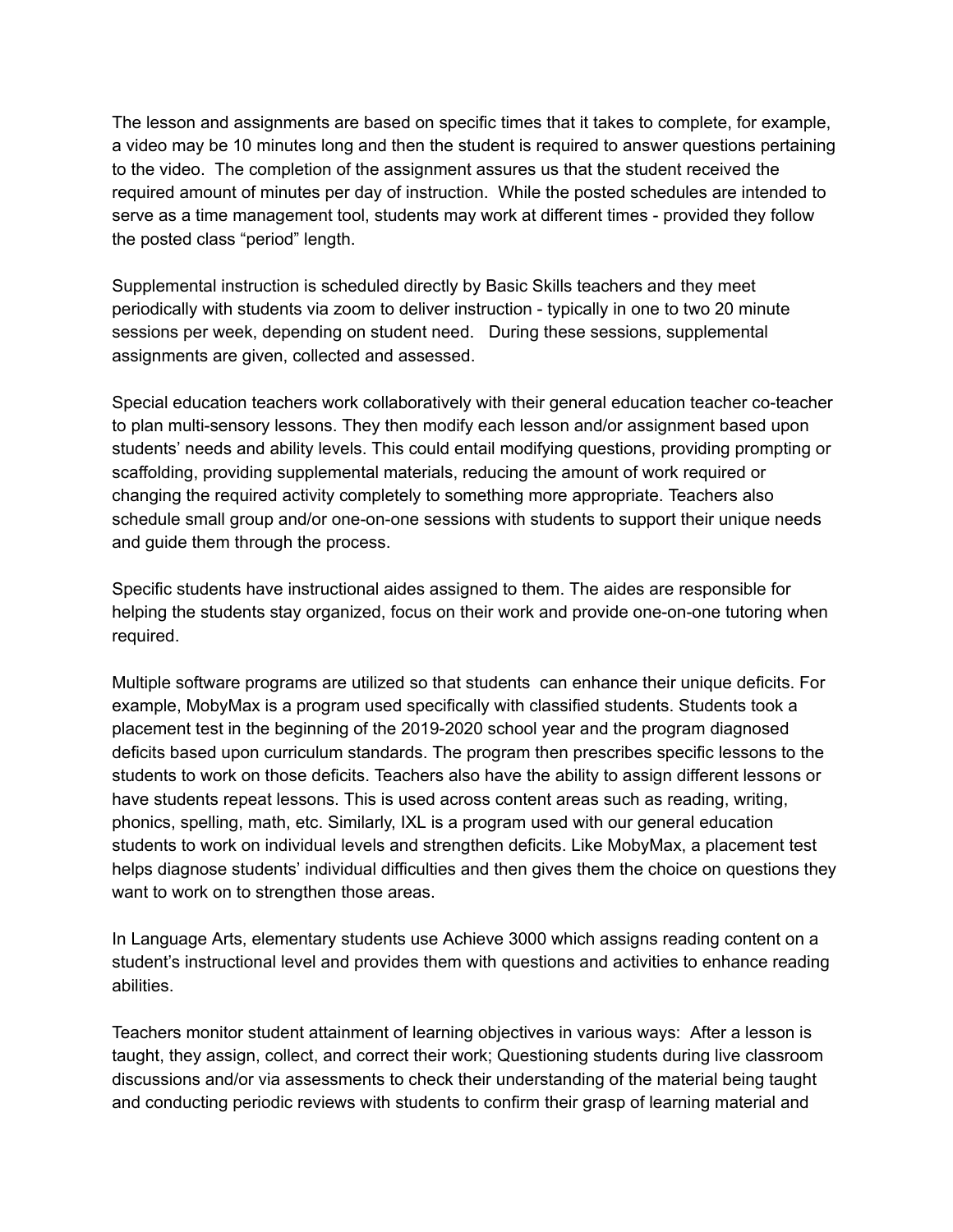The lesson and assignments are based on specific times that it takes to complete, for example, a video may be 10 minutes long and then the student is required to answer questions pertaining to the video. The completion of the assignment assures us that the student received the required amount of minutes per day of instruction. While the posted schedules are intended to serve as a time management tool, students may work at different times - provided they follow the posted class "period" length.

Supplemental instruction is scheduled directly by Basic Skills teachers and they meet periodically with students via zoom to deliver instruction - typically in one to two 20 minute sessions per week, depending on student need. During these sessions, supplemental assignments are given, collected and assessed.

Special education teachers work collaboratively with their general education teacher co-teacher to plan multi-sensory lessons. They then modify each lesson and/or assignment based upon students' needs and ability levels. This could entail modifying questions, providing prompting or scaffolding, providing supplemental materials, reducing the amount of work required or changing the required activity completely to something more appropriate. Teachers also schedule small group and/or one-on-one sessions with students to support their unique needs and guide them through the process.

Specific students have instructional aides assigned to them. The aides are responsible for helping the students stay organized, focus on their work and provide one-on-one tutoring when required.

Multiple software programs are utilized so that students can enhance their unique deficits. For example, MobyMax is a program used specifically with classified students. Students took a placement test in the beginning of the 2019-2020 school year and the program diagnosed deficits based upon curriculum standards. The program then prescribes specific lessons to the students to work on those deficits. Teachers also have the ability to assign different lessons or have students repeat lessons. This is used across content areas such as reading, writing, phonics, spelling, math, etc. Similarly, IXL is a program used with our general education students to work on individual levels and strengthen deficits. Like MobyMax, a placement test helps diagnose students' individual difficulties and then gives them the choice on questions they want to work on to strengthen those areas.

In Language Arts, elementary students use Achieve 3000 which assigns reading content on a student's instructional level and provides them with questions and activities to enhance reading abilities.

Teachers monitor student attainment of learning objectives in various ways: After a lesson is taught, they assign, collect, and correct their work; Questioning students during live classroom discussions and/or via assessments to check their understanding of the material being taught and conducting periodic reviews with students to confirm their grasp of learning material and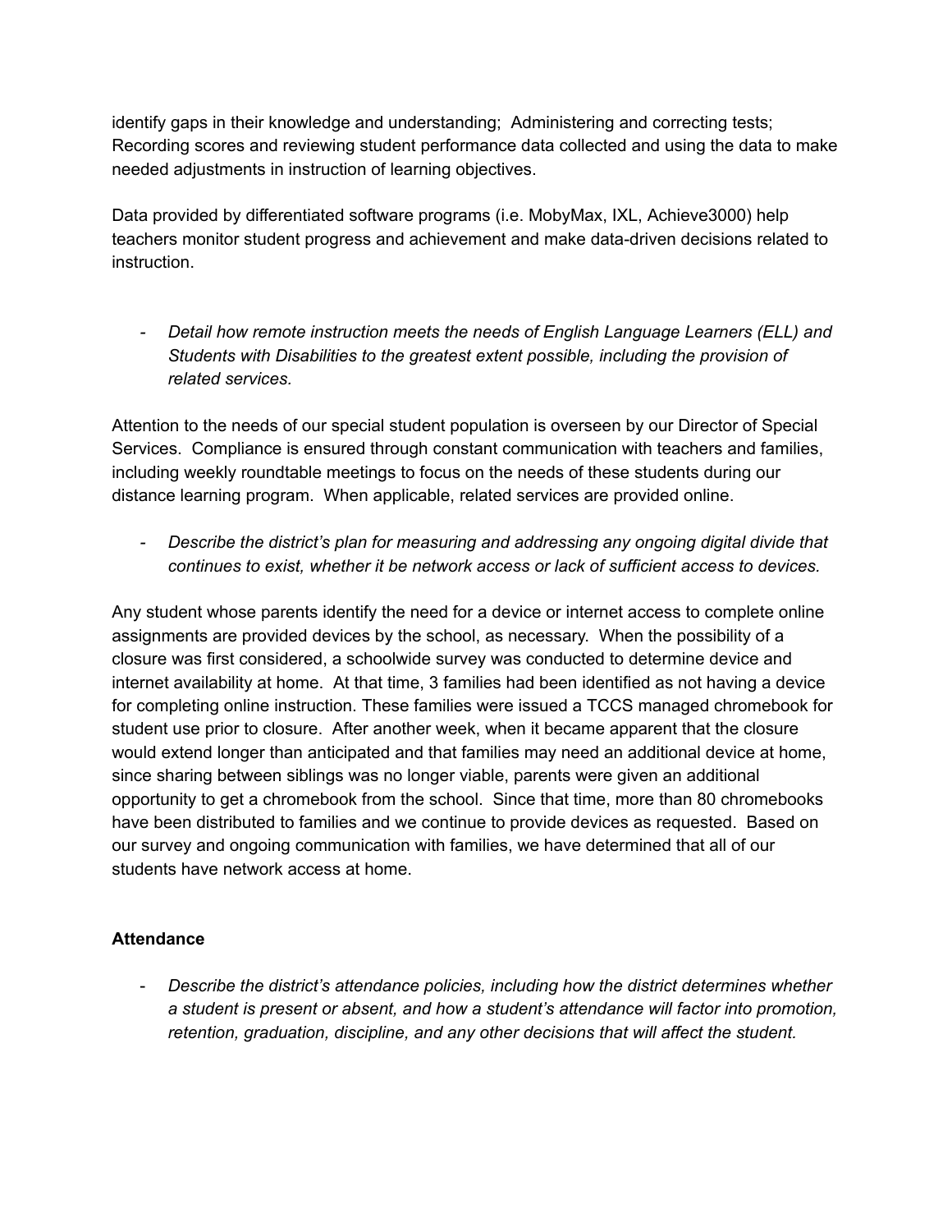identify gaps in their knowledge and understanding;  Administering and correcting tests; Recording scores and reviewing student performance data collected and using the data to make needed adjustments in instruction of learning objectives.

Data provided by differentiated software programs (i.e. MobyMax, IXL, Achieve3000) help teachers monitor student progress and achievement and make data-driven decisions related to instruction.

- *Detail how remote instruction meets the needs of English Language Learners (ELL) and Students with Disabilities to the greatest extent possible, including the provision of related services.*

Attention to the needs of our special student population is overseen by our Director of Special Services.  Compliance is ensured through constant communication with teachers and families, including weekly roundtable meetings to focus on the needs of these students during our distance learning program.  When applicable, related services are provided online.

- *Describe the district's plan for measuring and addressing any ongoing digital divide that continues to exist, whether it be network access or lack of sufficient access to devices.*

Any student whose parents identify the need for a device or internet access to complete online assignments are provided devices by the school, as necessary.  When the possibility of a closure was first considered, a schoolwide survey was conducted to determine device and internet availability at home.  At that time, 3 families had been identified as not having a device for completing online instruction. These families were issued a TCCS managed chromebook for student use prior to closure.  After another week, when it became apparent that the closure would extend longer than anticipated and that families may need an additional device at home, since sharing between siblings was no longer viable, parents were given an additional opportunity to get a chromebook from the school.  Since that time, more than 80 chromebooks have been distributed to families and we continue to provide devices as requested.  Based on our survey and ongoing communication with families, we have determined that all of our students have network access at home.

**Attendance**

- *Describe the district's attendance policies, including how the district determines whether a student is present or absent, and how a student's attendance will factor into promotion, retention, graduation, discipline, and any other decisions that will affect the student.*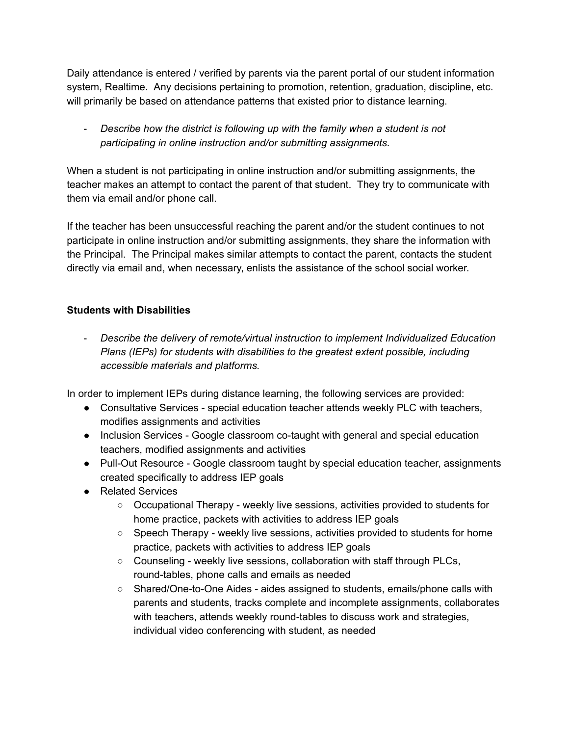Daily attendance is entered / verified by parents via the parent portal of our student information system, Realtime. Any decisions pertaining to promotion, retention, graduation, discipline, etc. will primarily be based on attendance patterns that existed prior to distance learning.

- *Describe how the district is following up with the family when a student is not participating in online instruction and/or submitting assignments.*

When a student is not participating in online instruction and/or submitting assignments, the teacher makes an attempt to contact the parent of that student. They try to communicate with them via email and/or phone call.

If the teacher has been unsuccessful reaching the parent and/or the student continues to not participate in online instruction and/or submitting assignments, they share the information with the Principal. The Principal makes similar attempts to contact the parent, contacts the student directly via email and, when necessary, enlists the assistance of the school social worker.

**Students with Disabilities**

- *Describe the delivery of remote/virtual instruction to implement Individualized Education Plans (IEPs) for students with disabilities to the greatest extent possible, including accessible materials and platforms.*

In order to implement IEPs during distance learning, the following services are provided:

- Consultative Services - special education teacher attends weekly PLC with teachers, modifies assignments and activities
- Inclusion Services - Google classroom co-taught with general and special education teachers, modified assignments and activities
- Pull-Out Resource - Google classroom taught by special education teacher, assignments created specifically to address IEP goals
- Related Services
    - Occupational Therapy - weekly live sessions, activities provided to students for home practice, packets with activities to address IEP goals
    - Speech Therapy - weekly live sessions, activities provided to students for home practice, packets with activities to address IEP goals
    - Counseling - weekly live sessions, collaboration with staff through PLCs, round-tables, phone calls and emails as needed
    - Shared/One-to-One Aides - aides assigned to students, emails/phone calls with parents and students, tracks complete and incomplete assignments, collaborates with teachers, attends weekly round-tables to discuss work and strategies, individual video conferencing with student, as needed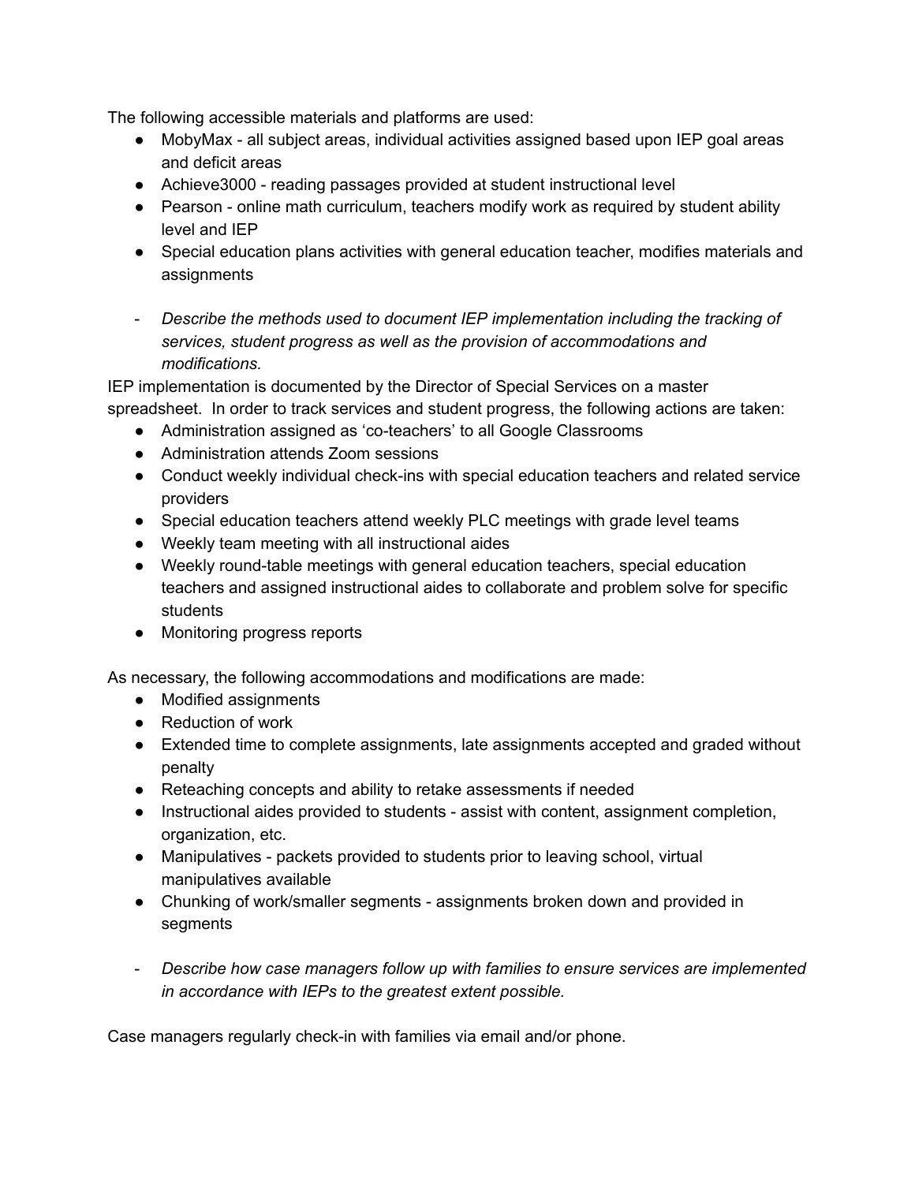The following accessible materials and platforms are used:

- MobyMax - all subject areas, individual activities assigned based upon IEP goal areas and deficit areas
- Achieve3000 - reading passages provided at student instructional level
- Pearson - online math curriculum, teachers modify work as required by student ability level and IEP
- Special education plans activities with general education teacher, modifies materials and assignments

- *Describe the methods used to document IEP implementation including the tracking of services, student progress as well as the provision of accommodations and modifications.*

IEP implementation is documented by the Director of Special Services on a master spreadsheet. In order to track services and student progress, the following actions are taken:

- Administration assigned as 'co-teachers' to all Google Classrooms
- Administration attends Zoom sessions
- Conduct weekly individual check-ins with special education teachers and related service providers
- Special education teachers attend weekly PLC meetings with grade level teams
- Weekly team meeting with all instructional aides
- Weekly round-table meetings with general education teachers, special education teachers and assigned instructional aides to collaborate and problem solve for specific students
- Monitoring progress reports

As necessary, the following accommodations and modifications are made:

- Modified assignments
- Reduction of work
- Extended time to complete assignments, late assignments accepted and graded without penalty
- Reteaching concepts and ability to retake assessments if needed
- Instructional aides provided to students - assist with content, assignment completion, organization, etc.
- Manipulatives - packets provided to students prior to leaving school, virtual manipulatives available
- Chunking of work/smaller segments - assignments broken down and provided in segments

- *Describe how case managers follow up with families to ensure services are implemented in accordance with IEPs to the greatest extent possible.*

Case managers regularly check-in with families via email and/or phone.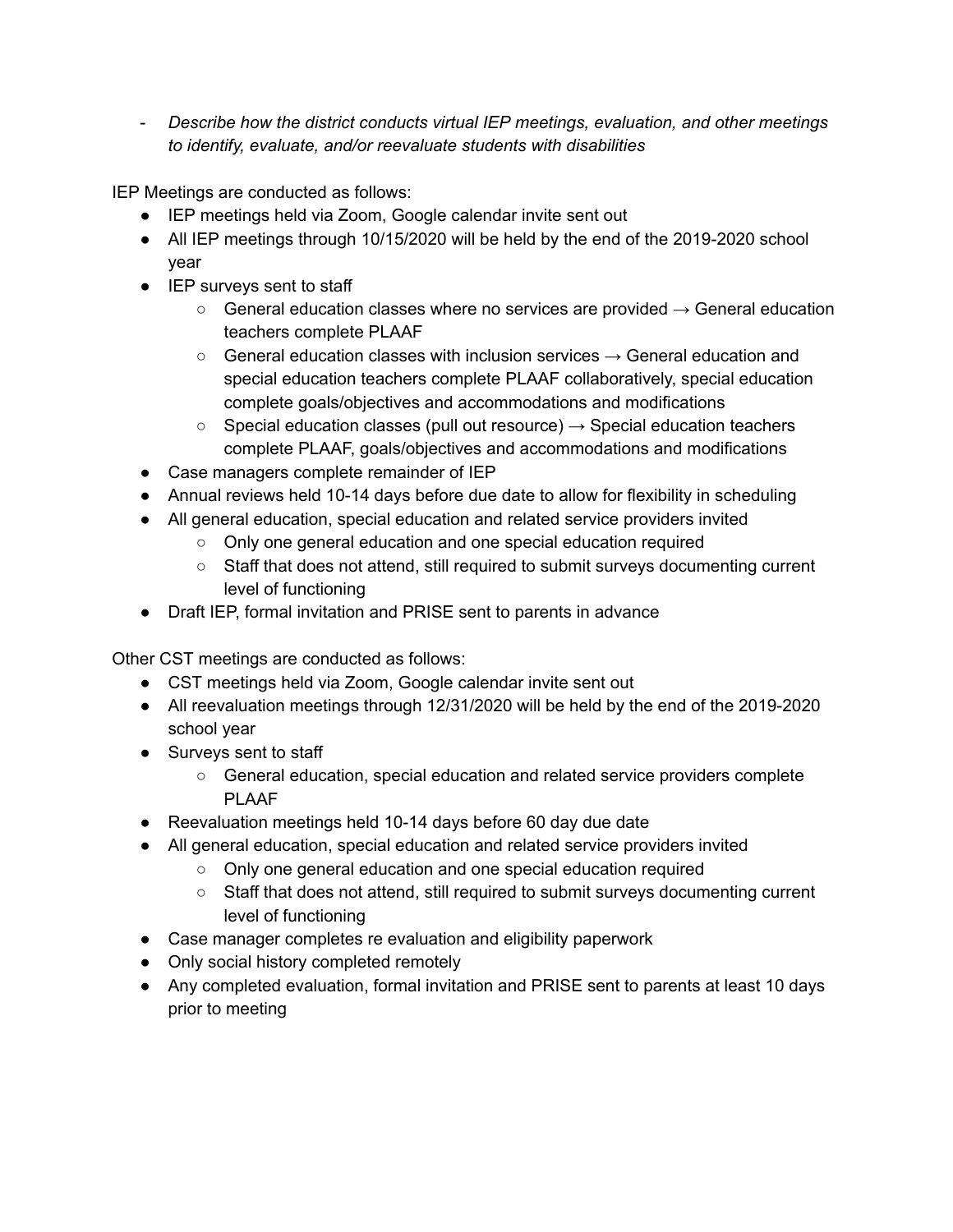- *Describe how the district conducts virtual IEP meetings, evaluation, and other meetings to identify, evaluate, and/or reevaluate students with disabilities*

IEP Meetings are conducted as follows:

- IEP meetings held via Zoom, Google calendar invite sent out
- All IEP meetings through 10/15/2020 will be held by the end of the 2019-2020 school year
- IEP surveys sent to staff
  - General education classes where no services are provided → General education teachers complete PLAAF
  - General education classes with inclusion services → General education and special education teachers complete PLAAF collaboratively, special education complete goals/objectives and accommodations and modifications
  - Special education classes (pull out resource) → Special education teachers complete PLAAF, goals/objectives and accommodations and modifications
- Case managers complete remainder of IEP
- Annual reviews held 10-14 days before due date to allow for flexibility in scheduling
- All general education, special education and related service providers invited
  - Only one general education and one special education required
  - Staff that does not attend, still required to submit surveys documenting current level of functioning
- Draft IEP, formal invitation and PRISE sent to parents in advance

Other CST meetings are conducted as follows:

- CST meetings held via Zoom, Google calendar invite sent out
- All reevaluation meetings through 12/31/2020 will be held by the end of the 2019-2020 school year
- Surveys sent to staff
  - General education, special education and related service providers complete PLAAF
- Reevaluation meetings held 10-14 days before 60 day due date
- All general education, special education and related service providers invited
  - Only one general education and one special education required
  - Staff that does not attend, still required to submit surveys documenting current level of functioning
- Case manager completes re evaluation and eligibility paperwork
- Only social history completed remotely
- Any completed evaluation, formal invitation and PRISE sent to parents at least 10 days prior to meeting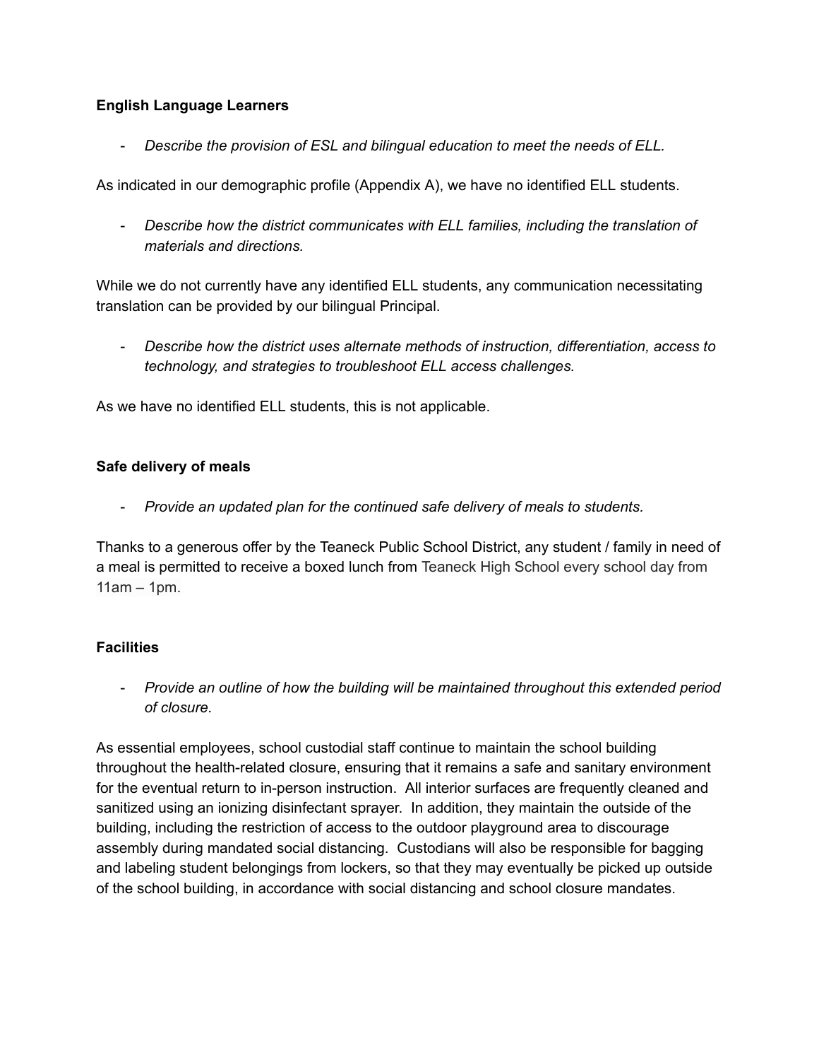**English Language Learners**

- *Describe the provision of ESL and bilingual education to meet the needs of ELL.*

As indicated in our demographic profile (Appendix A), we have no identified ELL students.

- *Describe how the district communicates with ELL families, including the translation of materials and directions.*

While we do not currently have any identified ELL students, any communication necessitating translation can be provided by our bilingual Principal.

- *Describe how the district uses alternate methods of instruction, differentiation, access to technology, and strategies to troubleshoot ELL access challenges.*

As we have no identified ELL students, this is not applicable.

**Safe delivery of meals**

- *Provide an updated plan for the continued safe delivery of meals to students.*

Thanks to a generous offer by the Teaneck Public School District, any student / family in need of a meal is permitted to receive a boxed lunch from Teaneck High School every school day from 11am – 1pm.

**Facilities**

- *Provide an outline of how the building will be maintained throughout this extended period of closure.*

As essential employees, school custodial staff continue to maintain the school building throughout the health-related closure, ensuring that it remains a safe and sanitary environment for the eventual return to in-person instruction. All interior surfaces are frequently cleaned and sanitized using an ionizing disinfectant sprayer. In addition, they maintain the outside of the building, including the restriction of access to the outdoor playground area to discourage assembly during mandated social distancing. Custodians will also be responsible for bagging and labeling student belongings from lockers, so that they may eventually be picked up outside of the school building, in accordance with social distancing and school closure mandates.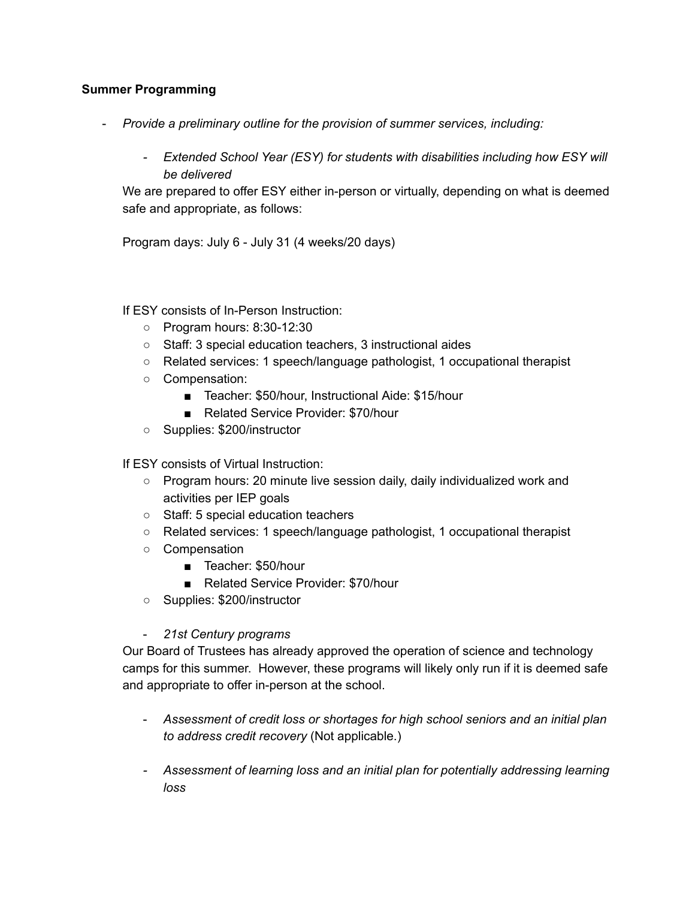**Summer Programming**

- *Provide a preliminary outline for the provision of summer services, including:*

  - *Extended School Year (ESY) for students with disabilities including how ESY will be delivered*

  We are prepared to offer ESY either in-person or virtually, depending on what is deemed safe and appropriate, as follows:

  Program days: July 6 - July 31 (4 weeks/20 days)

  If ESY consists of In-Person Instruction:
  - Program hours: 8:30-12:30
  - Staff: 3 special education teachers, 3 instructional aides
  - Related services: 1 speech/language pathologist, 1 occupational therapist
  - Compensation:
    - Teacher: $50/hour, Instructional Aide: $15/hour
    - Related Service Provider: $70/hour
  - Supplies: $200/instructor

  If ESY consists of Virtual Instruction:
  - Program hours: 20 minute live session daily, daily individualized work and activities per IEP goals
  - Staff: 5 special education teachers
  - Related services: 1 speech/language pathologist, 1 occupational therapist
  - Compensation
    - Teacher: $50/hour
    - Related Service Provider: $70/hour
  - Supplies: $200/instructor

  - *21st Century programs*

  Our Board of Trustees has already approved the operation of science and technology camps for this summer. However, these programs will likely only run if it is deemed safe and appropriate to offer in-person at the school.

  - *Assessment of credit loss or shortages for high school seniors and an initial plan to address credit recovery* (Not applicable.)

  - *Assessment of learning loss and an initial plan for potentially addressing learning loss*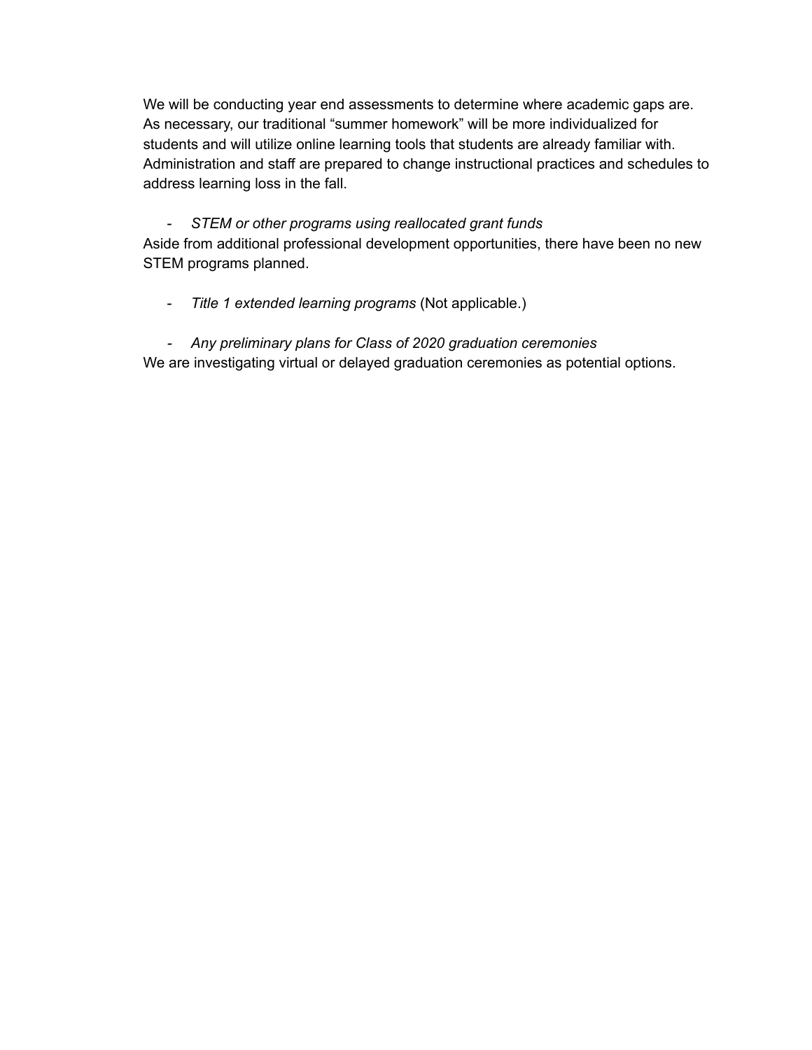We will be conducting year end assessments to determine where academic gaps are. As necessary, our traditional "summer homework" will be more individualized for students and will utilize online learning tools that students are already familiar with. Administration and staff are prepared to change instructional practices and schedules to address learning loss in the fall.

- *STEM or other programs using reallocated grant funds*

Aside from additional professional development opportunities, there have been no new STEM programs planned.

- *Title 1 extended learning programs* (Not applicable.)

- *Any preliminary plans for Class of 2020 graduation ceremonies*

We are investigating virtual or delayed graduation ceremonies as potential options.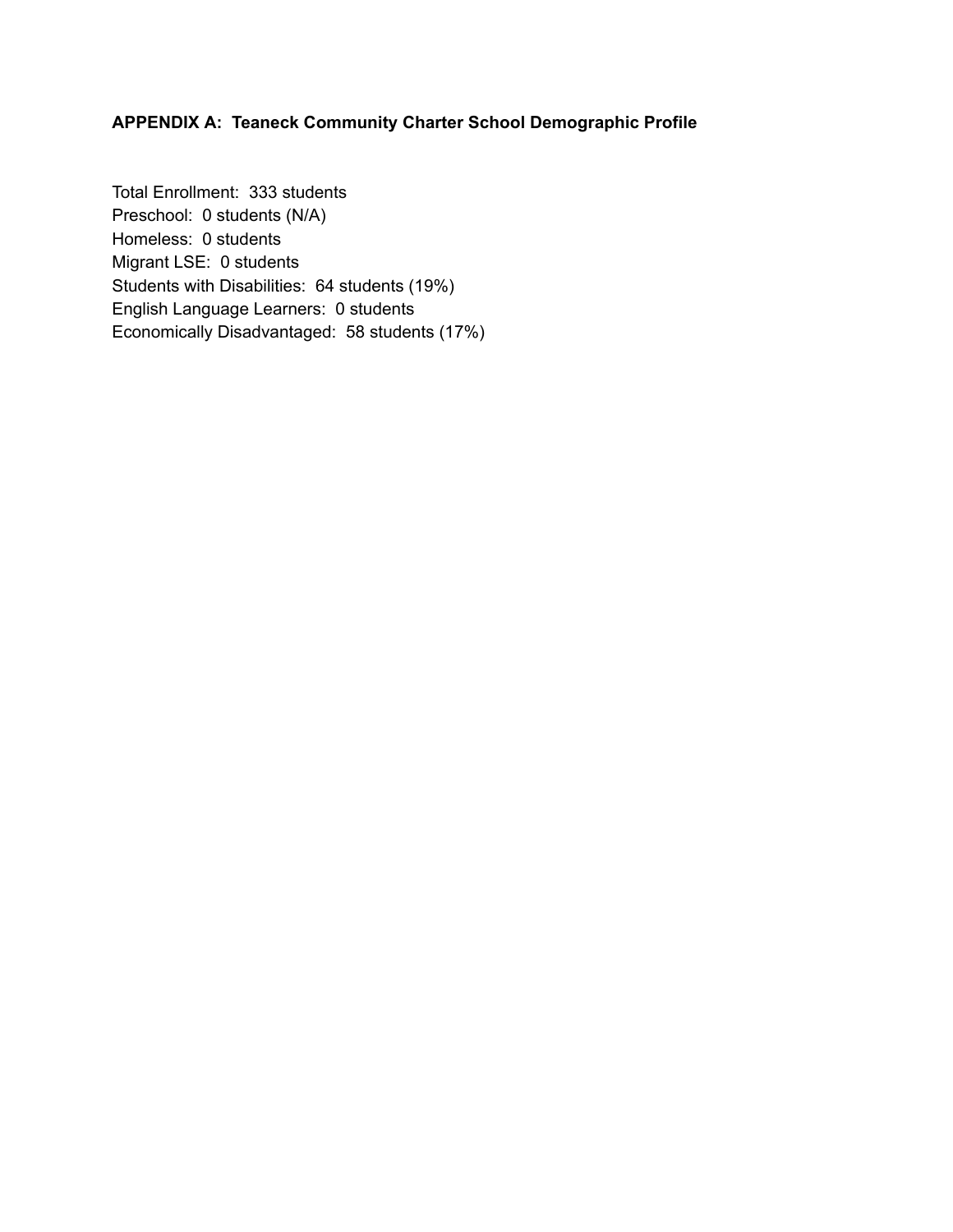## APPENDIX A: Teaneck Community Charter School Demographic Profile

Total Enrollment: 333 students
Preschool: 0 students (N/A)
Homeless: 0 students
Migrant LSE: 0 students
Students with Disabilities: 64 students (19%)
English Language Learners: 0 students
Economically Disadvantaged: 58 students (17%)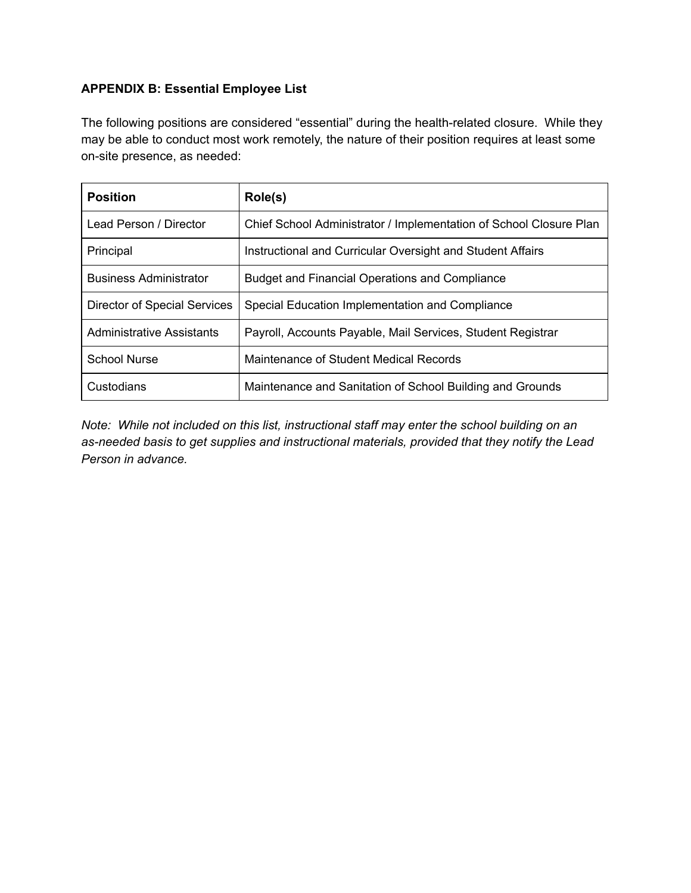**APPENDIX B: Essential Employee List**

The following positions are considered "essential" during the health-related closure. While they may be able to conduct most work remotely, the nature of their position requires at least some on-site presence, as needed:

| Position | Role(s) |
|---|---|
| Lead Person / Director | Chief School Administrator / Implementation of School Closure Plan |
| Principal | Instructional and Curricular Oversight and Student Affairs |
| Business Administrator | Budget and Financial Operations and Compliance |
| Director of Special Services | Special Education Implementation and Compliance |
| Administrative Assistants | Payroll, Accounts Payable, Mail Services, Student Registrar |
| School Nurse | Maintenance of Student Medical Records |
| Custodians | Maintenance and Sanitation of School Building and Grounds |

*Note: While not included on this list, instructional staff may enter the school building on an as-needed basis to get supplies and instructional materials, provided that they notify the Lead Person in advance.*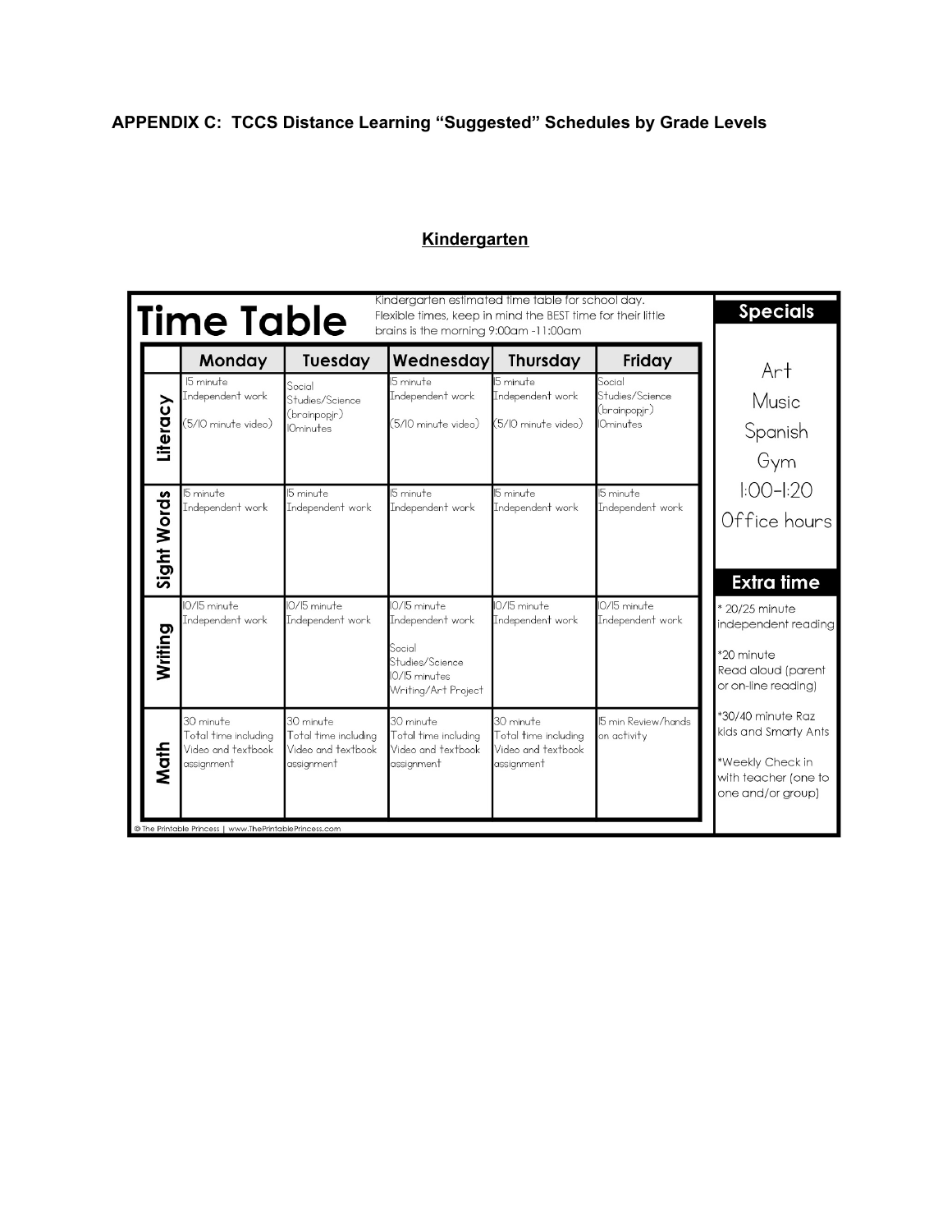**APPENDIX C: TCCS Distance Learning "Suggested" Schedules by Grade Levels**

## Kindergarten

# Time Table

Kindergarten estimated time table for school day. Flexible times, keep in mind the BEST time for their little brains is the morning 9:00am -11:00am

| | Monday | Tuesday | Wednesday | Thursday | Friday |
|---|---|---|---|---|---|
| **Literacy** | 15 minute Independent work (5/10 minute video) | Social Studies/Science (brainpopjr) 10minutes | 15 minute Independent work (5/10 minute video) | 15 minute Independent work (5/10 minute video) | Social Studies/Science (brainpopjr) 10minutes |
| **Sight Words** | 15 minute Independent work | 15 minute Independent work | 15 minute Independent work | 15 minute Independent work | 15 minute Independent work |
| **Writing** | 10/15 minute Independent work | 10/15 minute Independent work | 10/15 minute Independent work<br>Social Studies/Science 10/15 minutes Writing/Art Project | 10/15 minute Independent work | 10/15 minute Independent work |
| **Math** | 30 minute Total time including Video and textbook assignment | 30 minute Total time including Video and textbook assignment | 30 minute Total time including Video and textbook assignment | 30 minute Total time including Video and textbook assignment | 15 min Review/hands on activity |

### Specials

Art
Music
Spanish
Gym
1:00-1:20
Office hours

### Extra time

* 20/25 minute independent reading
*20 minute Read aloud (parent or on-line reading)
*30/40 minute Raz kids and Smarty Ants
*Weekly Check in with teacher (one to one and/or group)

© The Printable Princess | www.ThePrintablePrincess.com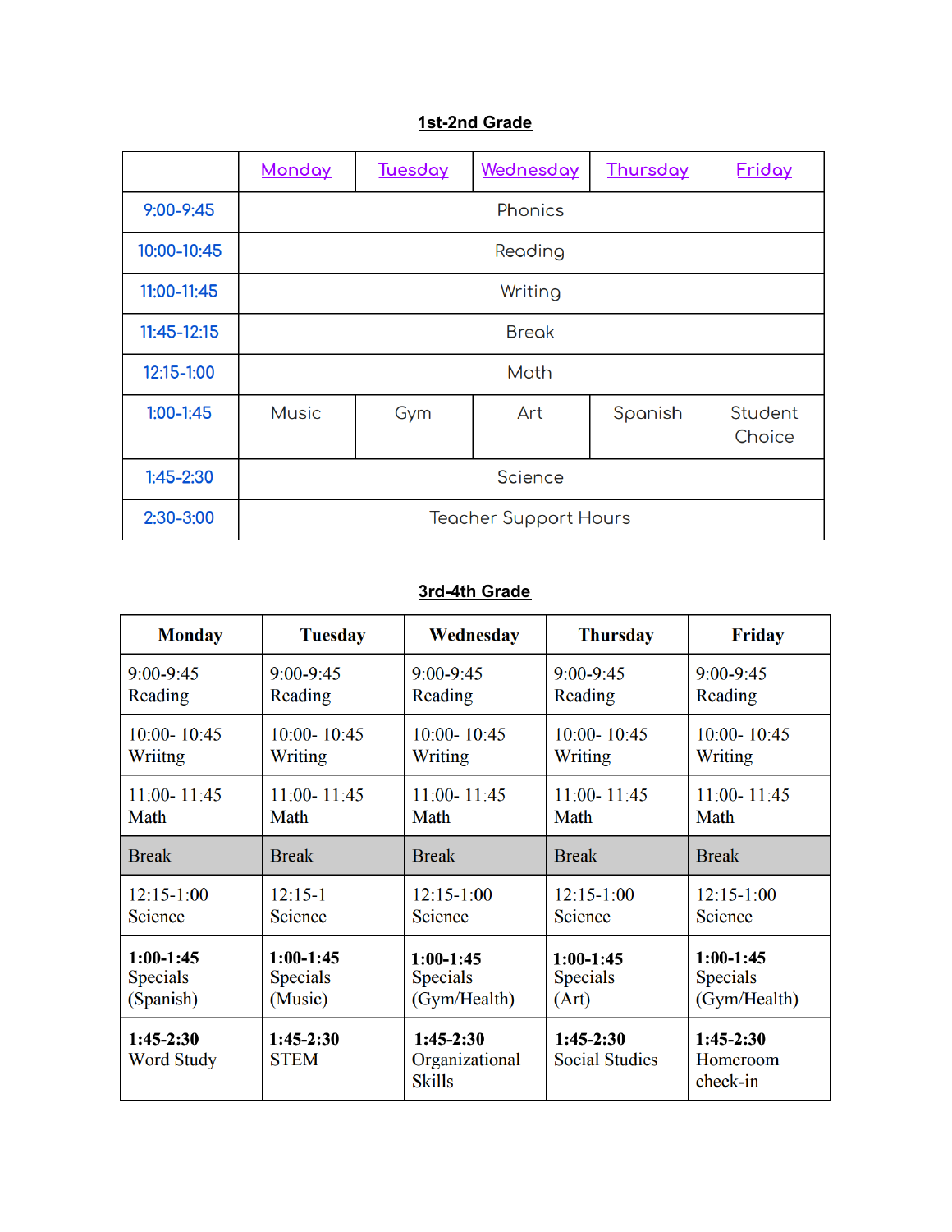## 1st-2nd Grade

| | Monday | Tuesday | Wednesday | Thursday | Friday |
|---|---|---|---|---|---|
| 9:00-9:45 | Phonics | | | | |
| 10:00-10:45 | Reading | | | | |
| 11:00-11:45 | Writing | | | | |
| 11:45-12:15 | Break | | | | |
| 12:15-1:00 | Math | | | | |
| 1:00-1:45 | Music | Gym | Art | Spanish | Student Choice |
| 1:45-2:30 | Science | | | | |
| 2:30-3:00 | Teacher Support Hours | | | | |

## 3rd-4th Grade

| Monday | Tuesday | Wednesday | Thursday | Friday |
|---|---|---|---|---|
| 9:00-9:45 Reading | 9:00-9:45 Reading | 9:00-9:45 Reading | 9:00-9:45 Reading | 9:00-9:45 Reading |
| 10:00- 10:45 Wriitng | 10:00- 10:45 Writing | 10:00- 10:45 Writing | 10:00- 10:45 Writing | 10:00- 10:45 Writing |
| 11:00- 11:45 Math | 11:00- 11:45 Math | 11:00- 11:45 Math | 11:00- 11:45 Math | 11:00- 11:45 Math |
| Break | Break | Break | Break | Break |
| 12:15-1:00 Science | 12:15-1 Science | 12:15-1:00 Science | 12:15-1:00 Science | 12:15-1:00 Science |
| **1:00-1:45** Specials (Spanish) | **1:00-1:45** Specials (Music) | **1:00-1:45** Specials (Gym/Health) | **1:00-1:45** Specials (Art) | **1:00-1:45** Specials (Gym/Health) |
| **1:45-2:30** Word Study | **1:45-2:30** STEM | **1:45-2:30** Organizational Skills | **1:45-2:30** Social Studies | **1:45-2:30** Homeroom check-in |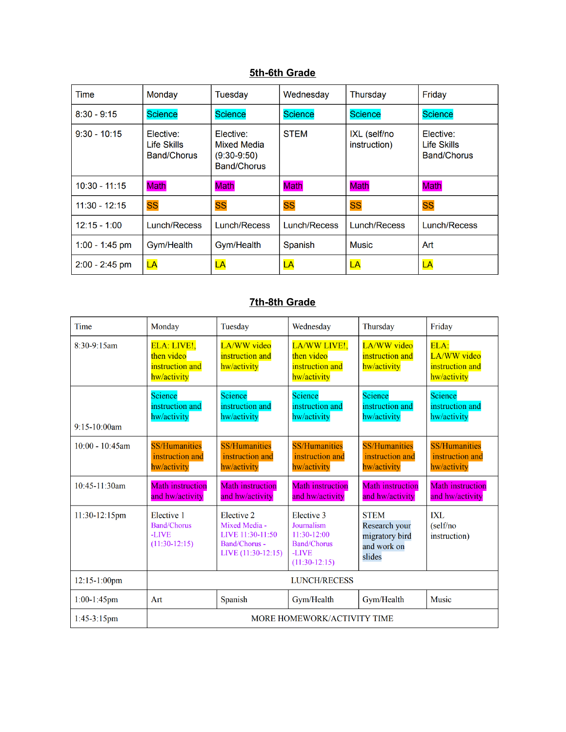## 5th-6th Grade

| Time | Monday | Tuesday | Wednesday | Thursday | Friday |
|---|---|---|---|---|---|
| 8:30 - 9:15 | Science | Science | Science | Science | Science |
| 9:30 - 10:15 | Elective: Life Skills Band/Chorus | Elective: Mixed Media (9:30-9:50) Band/Chorus | STEM | IXL (self/no instruction) | Elective: Life Skills Band/Chorus |
| 10:30 - 11:15 | Math | Math | Math | Math | Math |
| 11:30 - 12:15 | SS | SS | SS | SS | SS |
| 12:15 - 1:00 | Lunch/Recess | Lunch/Recess | Lunch/Recess | Lunch/Recess | Lunch/Recess |
| 1:00 - 1:45 pm | Gym/Health | Gym/Health | Spanish | Music | Art |
| 2:00 - 2:45 pm | LA | LA | LA | LA | LA |

## 7th-8th Grade

| Time | Monday | Tuesday | Wednesday | Thursday | Friday |
|---|---|---|---|---|---|
| 8:30-9:15am | ELA: LIVE!, then video instruction and hw/activity | LA/WW video instruction and hw/activity | LA/WW LIVE!, then video instruction and hw/activity | LA/WW video instruction and hw/activity | ELA: LA/WW video instruction and hw/activity |
| 9:15-10:00am | Science instruction and hw/activity | Science instruction and hw/activity | Science instruction and hw/activity | Science instruction and hw/activity | Science instruction and hw/activity |
| 10:00 - 10:45am | SS/Humanities instruction and hw/activity | SS/Humanities instruction and hw/activity | SS/Humanities instruction and hw/activity | SS/Humanities instruction and hw/activity | SS/Humanities instruction and hw/activity |
| 10:45-11:30am | Math instruction and hw/activity | Math instruction and hw/activity | Math instruction and hw/activity | Math instruction and hw/activity | Math instruction and hw/activity |
| 11:30-12:15pm | Elective 1 Band/Chorus -LIVE (11:30-12:15) | Elective 2 Mixed Media - LIVE 11:30-11:50 Band/Chorus - LIVE (11:30-12:15) | Elective 3 Journalism 11:30-12:00 Band/Chorus -LIVE (11:30-12:15) | STEM Research your migratory bird and work on slides | IXL (self/no instruction) |
| 12:15-1:00pm | LUNCH/RECESS | | | | |
| 1:00-1:45pm | Art | Spanish | Gym/Health | Gym/Health | Music |
| 1:45-3:15pm | MORE HOMEWORK/ACTIVITY TIME | | | | |